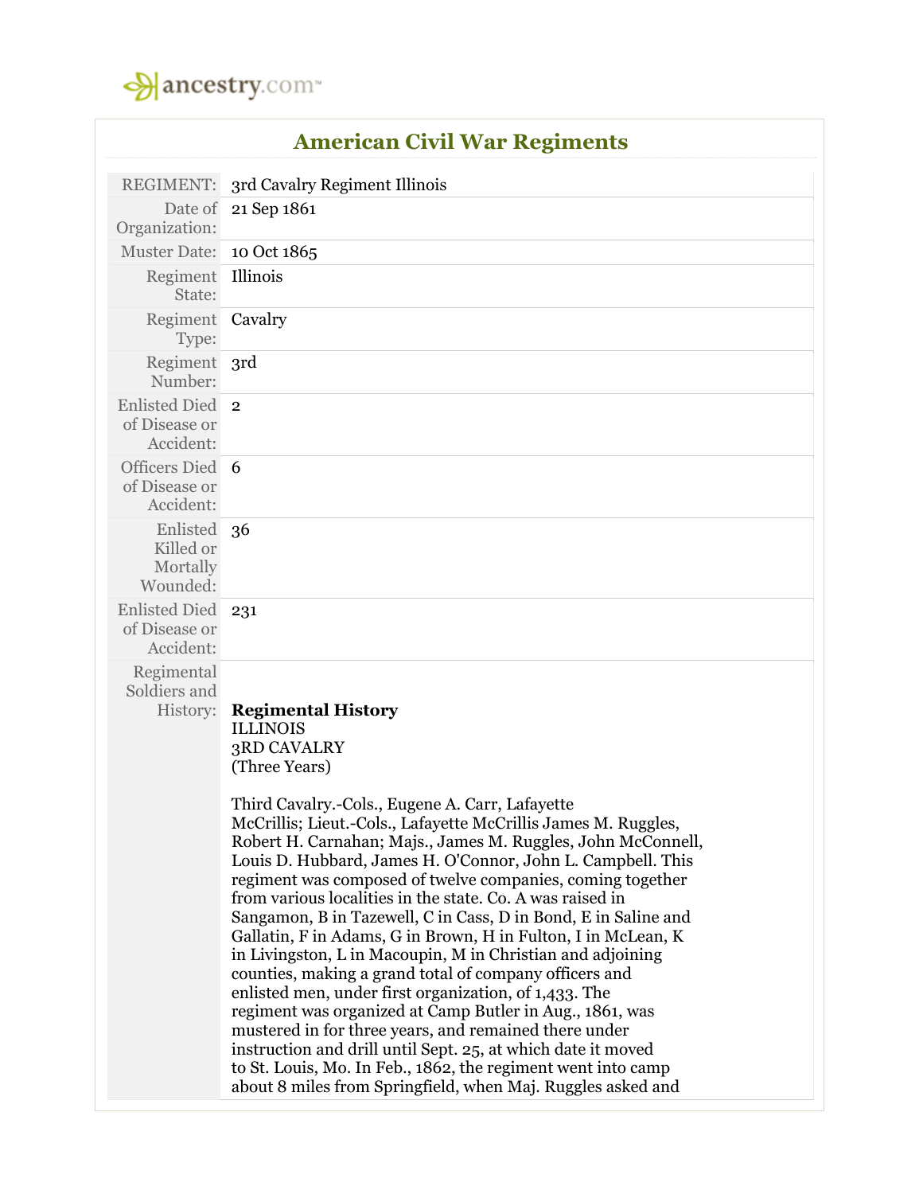## American Civil War Regiments

| | |
|---|---|
| REGIMENT: | 3rd Cavalry Regiment Illinois |
| Date of Organization: | 21 Sep 1861 |
| Muster Date: | 10 Oct 1865 |
| Regiment State: | Illinois |
| Regiment Type: | Cavalry |
| Regiment Number: | 3rd |
| Enlisted Died of Disease or Accident: | 2 |
| Officers Died of Disease or Accident: | 6 |
| Enlisted Killed or Mortally Wounded: | 36 |
| Enlisted Died of Disease or Accident: | 231 |

Regimental Soldiers and History:

**Regimental History**
ILLINOIS
3RD CAVALRY
(Three Years)

Third Cavalry.-Cols., Eugene A. Carr, Lafayette McCrillis; Lieut.-Cols., Lafayette McCrillis James M. Ruggles, Robert H. Carnahan; Majs., James M. Ruggles, John McConnell, Louis D. Hubbard, James H. O'Connor, John L. Campbell. This regiment was composed of twelve companies, coming together from various localities in the state. Co. A was raised in Sangamon, B in Tazewell, C in Cass, D in Bond, E in Saline and Gallatin, F in Adams, G in Brown, H in Fulton, I in McLean, K in Livingston, L in Macoupin, M in Christian and adjoining counties, making a grand total of company officers and enlisted men, under first organization, of 1,433. The regiment was organized at Camp Butler in Aug., 1861, was mustered in for three years, and remained there under instruction and drill until Sept. 25, at which date it moved to St. Louis, Mo. In Feb., 1862, the regiment went into camp about 8 miles from Springfield, when Maj. Ruggles asked and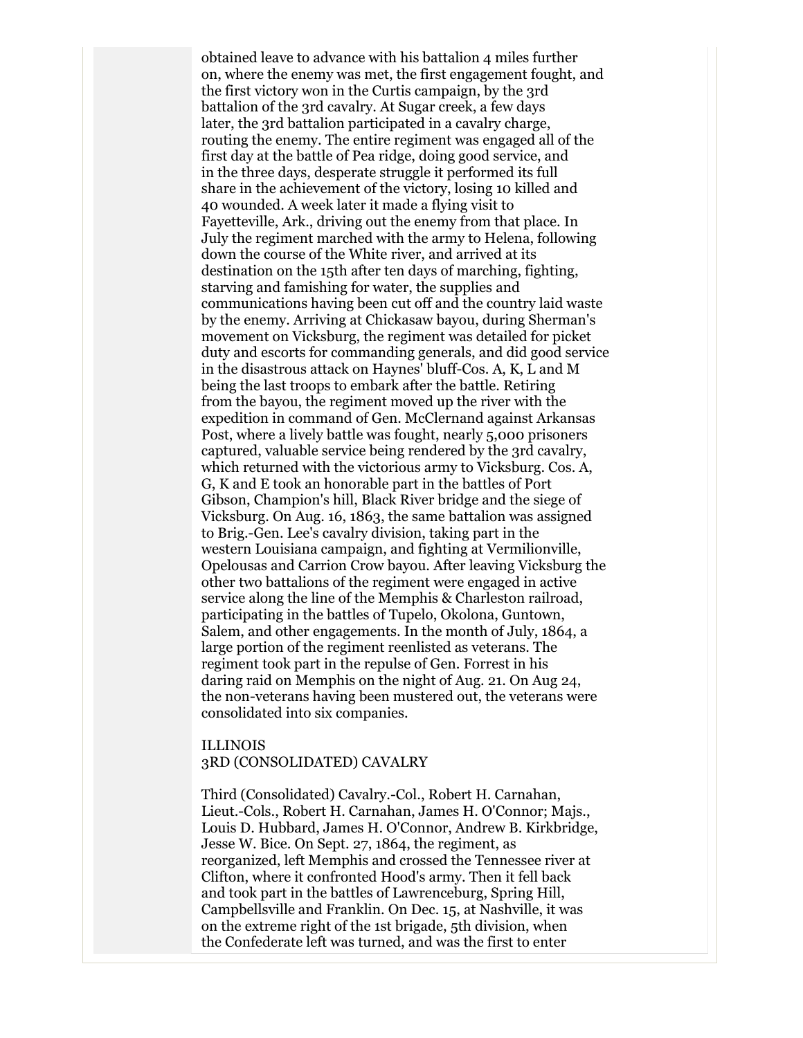obtained leave to advance with his battalion 4 miles further on, where the enemy was met, the first engagement fought, and the first victory won in the Curtis campaign, by the 3rd battalion of the 3rd cavalry. At Sugar creek, a few days later, the 3rd battalion participated in a cavalry charge, routing the enemy. The entire regiment was engaged all of the first day at the battle of Pea ridge, doing good service, and in the three days, desperate struggle it performed its full share in the achievement of the victory, losing 10 killed and 40 wounded. A week later it made a flying visit to Fayetteville, Ark., driving out the enemy from that place. In July the regiment marched with the army to Helena, following down the course of the White river, and arrived at its destination on the 15th after ten days of marching, fighting, starving and famishing for water, the supplies and communications having been cut off and the country laid waste by the enemy. Arriving at Chickasaw bayou, during Sherman's movement on Vicksburg, the regiment was detailed for picket duty and escorts for commanding generals, and did good service in the disastrous attack on Haynes' bluff-Cos. A, K, L and M being the last troops to embark after the battle. Retiring from the bayou, the regiment moved up the river with the expedition in command of Gen. McClernand against Arkansas Post, where a lively battle was fought, nearly 5,000 prisoners captured, valuable service being rendered by the 3rd cavalry, which returned with the victorious army to Vicksburg. Cos. A, G, K and E took an honorable part in the battles of Port Gibson, Champion's hill, Black River bridge and the siege of Vicksburg. On Aug. 16, 1863, the same battalion was assigned to Brig.-Gen. Lee's cavalry division, taking part in the western Louisiana campaign, and fighting at Vermilionville, Opelousas and Carrion Crow bayou. After leaving Vicksburg the other two battalions of the regiment were engaged in active service along the line of the Memphis & Charleston railroad, participating in the battles of Tupelo, Okolona, Guntown, Salem, and other engagements. In the month of July, 1864, a large portion of the regiment reenlisted as veterans. The regiment took part in the repulse of Gen. Forrest in his daring raid on Memphis on the night of Aug. 21. On Aug 24, the non-veterans having been mustered out, the veterans were consolidated into six companies.

ILLINOIS
3RD (CONSOLIDATED) CAVALRY

Third (Consolidated) Cavalry.-Col., Robert H. Carnahan, Lieut.-Cols., Robert H. Carnahan, James H. O'Connor; Majs., Louis D. Hubbard, James H. O'Connor, Andrew B. Kirkbridge, Jesse W. Bice. On Sept. 27, 1864, the regiment, as reorganized, left Memphis and crossed the Tennessee river at Clifton, where it confronted Hood's army. Then it fell back and took part in the battles of Lawrenceburg, Spring Hill, Campbellsville and Franklin. On Dec. 15, at Nashville, it was on the extreme right of the 1st brigade, 5th division, when the Confederate left was turned, and was the first to enter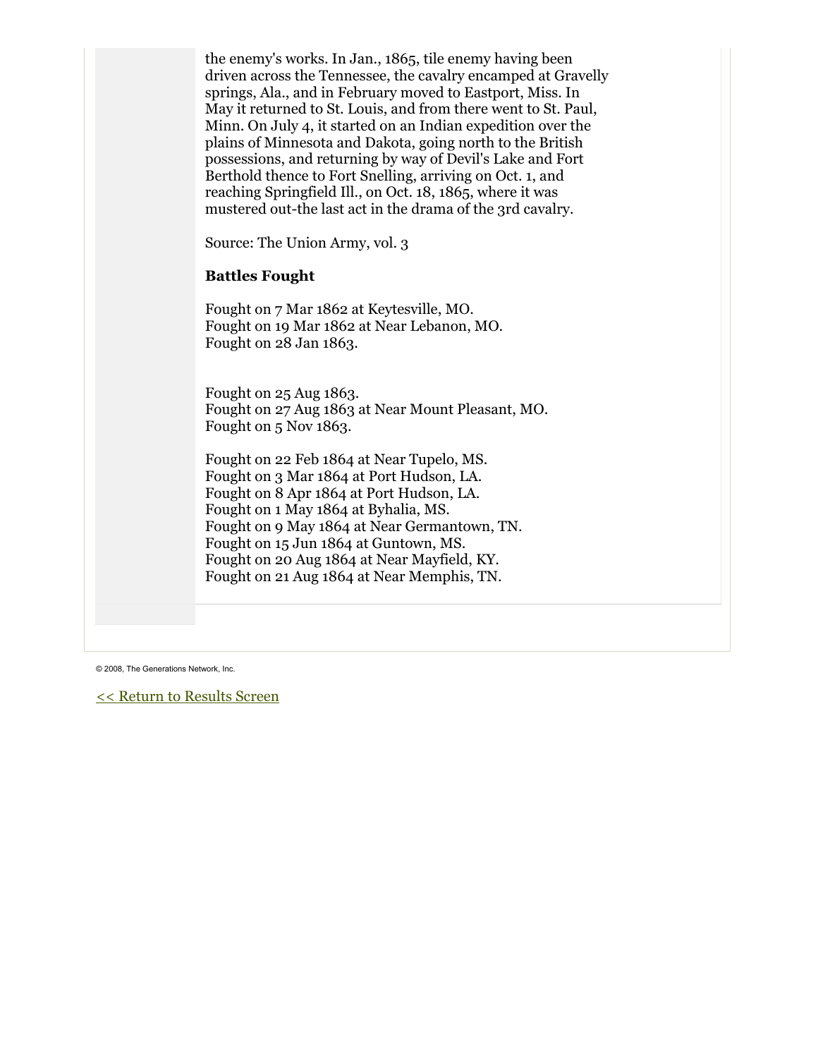the enemy's works. In Jan., 1865, tile enemy having been driven across the Tennessee, the cavalry encamped at Gravelly springs, Ala., and in February moved to Eastport, Miss. In May it returned to St. Louis, and from there went to St. Paul, Minn. On July 4, it started on an Indian expedition over the plains of Minnesota and Dakota, going north to the British possessions, and returning by way of Devil's Lake and Fort Berthold thence to Fort Snelling, arriving on Oct. 1, and reaching Springfield Ill., on Oct. 18, 1865, where it was mustered out-the last act in the drama of the 3rd cavalry.

Source: The Union Army, vol. 3

**Battles Fought**

Fought on 7 Mar 1862 at Keytesville, MO.
Fought on 19 Mar 1862 at Near Lebanon, MO.
Fought on 28 Jan 1863.

Fought on 25 Aug 1863.
Fought on 27 Aug 1863 at Near Mount Pleasant, MO.
Fought on 5 Nov 1863.

Fought on 22 Feb 1864 at Near Tupelo, MS.
Fought on 3 Mar 1864 at Port Hudson, LA.
Fought on 8 Apr 1864 at Port Hudson, LA.
Fought on 1 May 1864 at Byhalia, MS.
Fought on 9 May 1864 at Near Germantown, TN.
Fought on 15 Jun 1864 at Guntown, MS.
Fought on 20 Aug 1864 at Near Mayfield, KY.
Fought on 21 Aug 1864 at Near Memphis, TN.

© 2008, The Generations Network, Inc.

<< Return to Results Screen